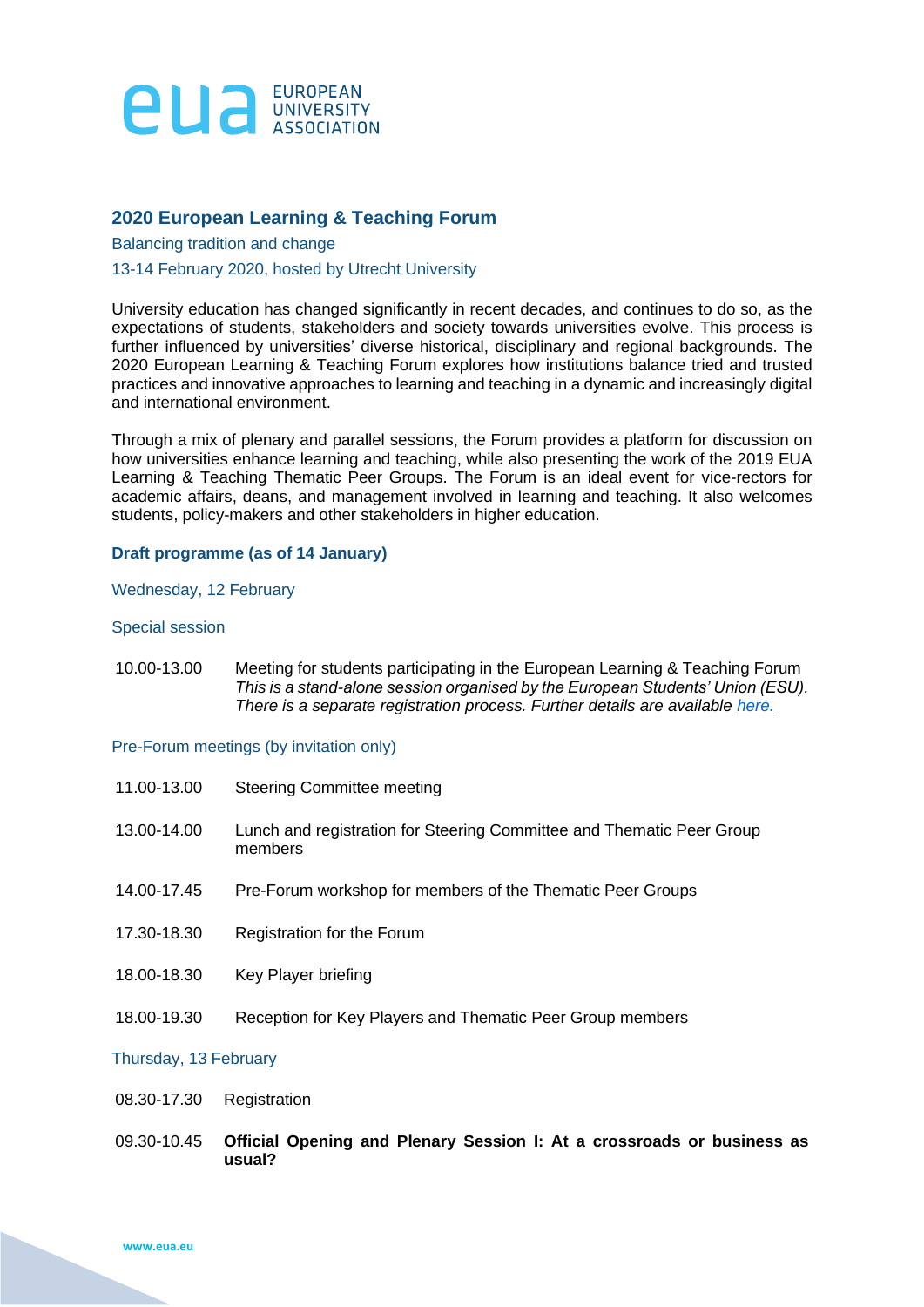EUROPEAN UNIVERSITY ASSOCIATION

## 2020 European Learning & Teaching Forum

Balancing tradition and change

13-14 February 2020, hosted by Utrecht University

University education has changed significantly in recent decades, and continues to do so, as the expectations of students, stakeholders and society towards universities evolve. This process is further influenced by universities' diverse historical, disciplinary and regional backgrounds. The 2020 European Learning & Teaching Forum explores how institutions balance tried and trusted practices and innovative approaches to learning and teaching in a dynamic and increasingly digital and international environment.

Through a mix of plenary and parallel sessions, the Forum provides a platform for discussion on how universities enhance learning and teaching, while also presenting the work of the 2019 EUA Learning & Teaching Thematic Peer Groups. The Forum is an ideal event for vice-rectors for academic affairs, deans, and management involved in learning and teaching. It also welcomes students, policy-makers and other stakeholders in higher education.

### Draft programme (as of 14 January)

#### Wednesday, 12 February

##### Special session

10.00-13.00 Meeting for students participating in the European Learning & Teaching Forum
*This is a stand-alone session organised by the European Students' Union (ESU). There is a separate registration process. Further details are available here.*

##### Pre-Forum meetings (by invitation only)

11.00-13.00 Steering Committee meeting

13.00-14.00 Lunch and registration for Steering Committee and Thematic Peer Group members

14.00-17.45 Pre-Forum workshop for members of the Thematic Peer Groups

17.30-18.30 Registration for the Forum

18.00-18.30 Key Player briefing

18.00-19.30 Reception for Key Players and Thematic Peer Group members

#### Thursday, 13 February

08.30-17.30 Registration

09.30-10.45 **Official Opening and Plenary Session I: At a crossroads or business as usual?**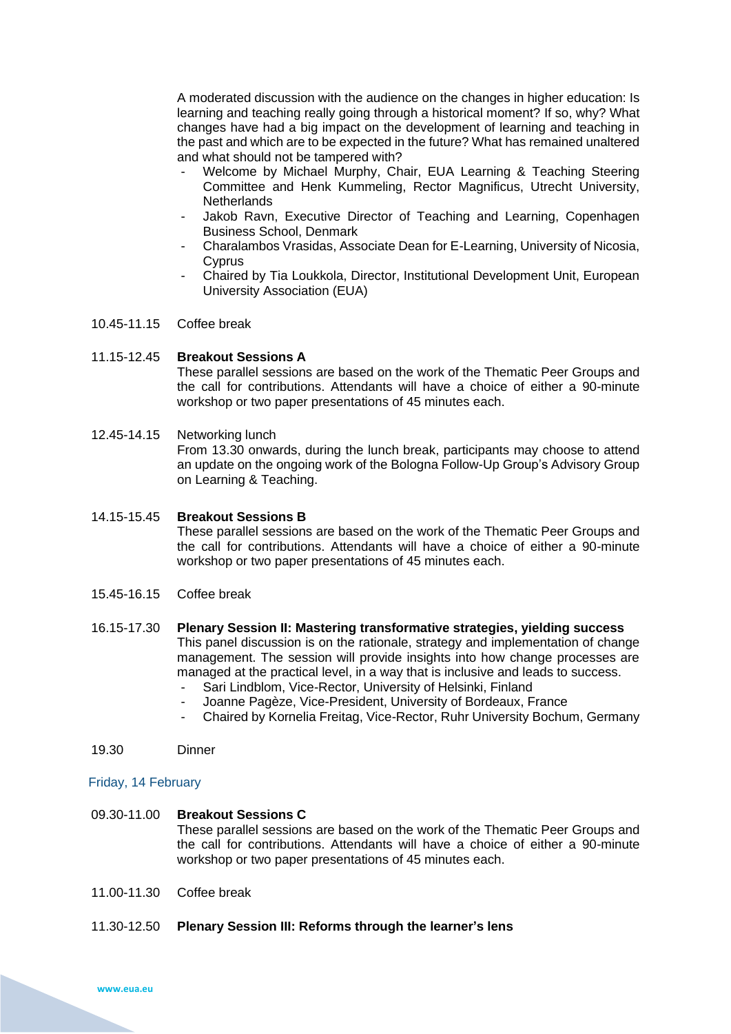A moderated discussion with the audience on the changes in higher education: Is learning and teaching really going through a historical moment? If so, why? What changes have had a big impact on the development of learning and teaching in the past and which are to be expected in the future? What has remained unaltered and what should not be tampered with?

- Welcome by Michael Murphy, Chair, EUA Learning & Teaching Steering Committee and Henk Kummeling, Rector Magnificus, Utrecht University, Netherlands
- Jakob Ravn, Executive Director of Teaching and Learning, Copenhagen Business School, Denmark
- Charalambos Vrasidas, Associate Dean for E-Learning, University of Nicosia, Cyprus
- Chaired by Tia Loukkola, Director, Institutional Development Unit, European University Association (EUA)

10.45-11.15 Coffee break

11.15-12.45 **Breakout Sessions A**
These parallel sessions are based on the work of the Thematic Peer Groups and the call for contributions. Attendants will have a choice of either a 90-minute workshop or two paper presentations of 45 minutes each.

12.45-14.15 Networking lunch
From 13.30 onwards, during the lunch break, participants may choose to attend an update on the ongoing work of the Bologna Follow-Up Group's Advisory Group on Learning & Teaching.

14.15-15.45 **Breakout Sessions B**
These parallel sessions are based on the work of the Thematic Peer Groups and the call for contributions. Attendants will have a choice of either a 90-minute workshop or two paper presentations of 45 minutes each.

15.45-16.15 Coffee break

16.15-17.30 **Plenary Session II: Mastering transformative strategies, yielding success**
This panel discussion is on the rationale, strategy and implementation of change management. The session will provide insights into how change processes are managed at the practical level, in a way that is inclusive and leads to success.

- Sari Lindblom, Vice-Rector, University of Helsinki, Finland
- Joanne Pagèze, Vice-President, University of Bordeaux, France
- Chaired by Kornelia Freitag, Vice-Rector, Ruhr University Bochum, Germany

19.30 Dinner

## Friday, 14 February

09.30-11.00 **Breakout Sessions C**
These parallel sessions are based on the work of the Thematic Peer Groups and the call for contributions. Attendants will have a choice of either a 90-minute workshop or two paper presentations of 45 minutes each.

11.00-11.30 Coffee break

11.30-12.50 **Plenary Session III: Reforms through the learner's lens**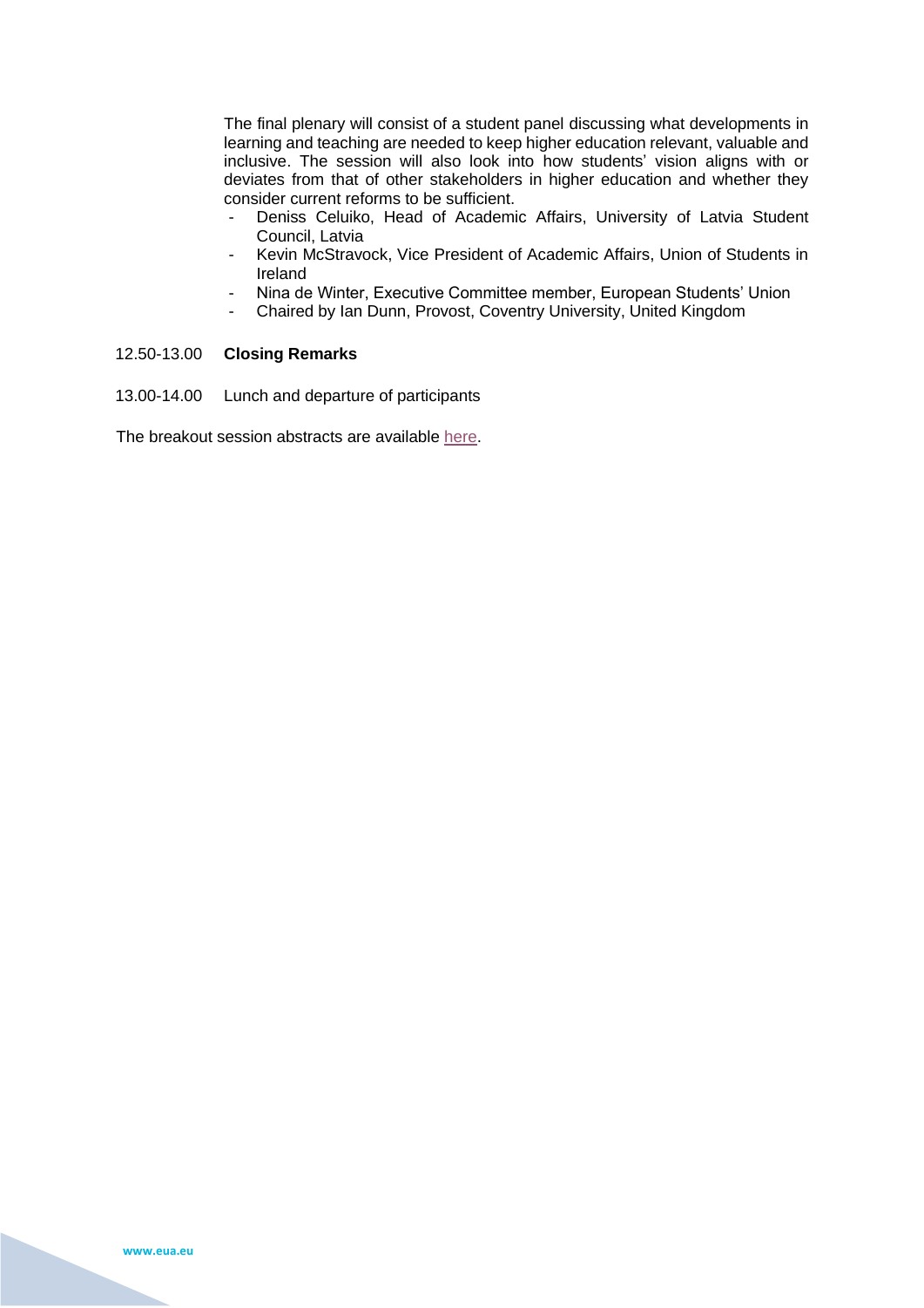The final plenary will consist of a student panel discussing what developments in learning and teaching are needed to keep higher education relevant, valuable and inclusive. The session will also look into how students' vision aligns with or deviates from that of other stakeholders in higher education and whether they consider current reforms to be sufficient.

- Deniss Celuiko, Head of Academic Affairs, University of Latvia Student Council, Latvia
- Kevin McStravock, Vice President of Academic Affairs, Union of Students in Ireland
- Nina de Winter, Executive Committee member, European Students' Union
- Chaired by Ian Dunn, Provost, Coventry University, United Kingdom

12.50-13.00 **Closing Remarks**

13.00-14.00 Lunch and departure of participants

The breakout session abstracts are available here.